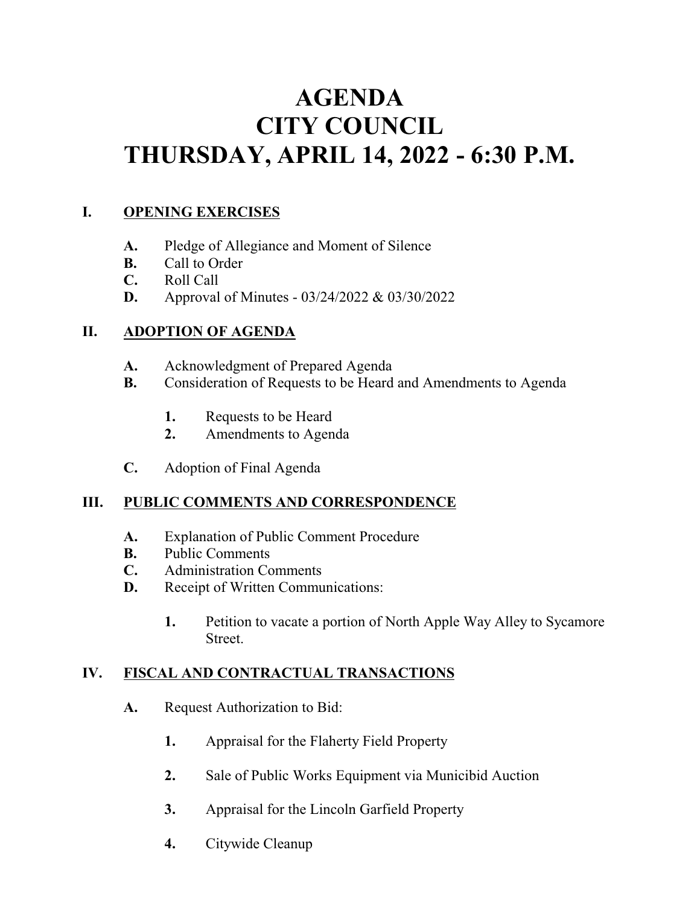# AGENDA
# CITY COUNCIL
# THURSDAY, APRIL 14, 2022 - 6:30 P.M.

## I. OPENING EXERCISES

- **A.** Pledge of Allegiance and Moment of Silence
- **B.** Call to Order
- **C.** Roll Call
- **D.** Approval of Minutes - 03/24/2022 & 03/30/2022

## II. ADOPTION OF AGENDA

- **A.** Acknowledgment of Prepared Agenda
- **B.** Consideration of Requests to be Heard and Amendments to Agenda
  - **1.** Requests to be Heard
  - **2.** Amendments to Agenda
- **C.** Adoption of Final Agenda

## III. PUBLIC COMMENTS AND CORRESPONDENCE

- **A.** Explanation of Public Comment Procedure
- **B.** Public Comments
- **C.** Administration Comments
- **D.** Receipt of Written Communications:
  - **1.** Petition to vacate a portion of North Apple Way Alley to Sycamore Street.

## IV. FISCAL AND CONTRACTUAL TRANSACTIONS

- **A.** Request Authorization to Bid:
  - **1.** Appraisal for the Flaherty Field Property
  - **2.** Sale of Public Works Equipment via Municibid Auction
  - **3.** Appraisal for the Lincoln Garfield Property
  - **4.** Citywide Cleanup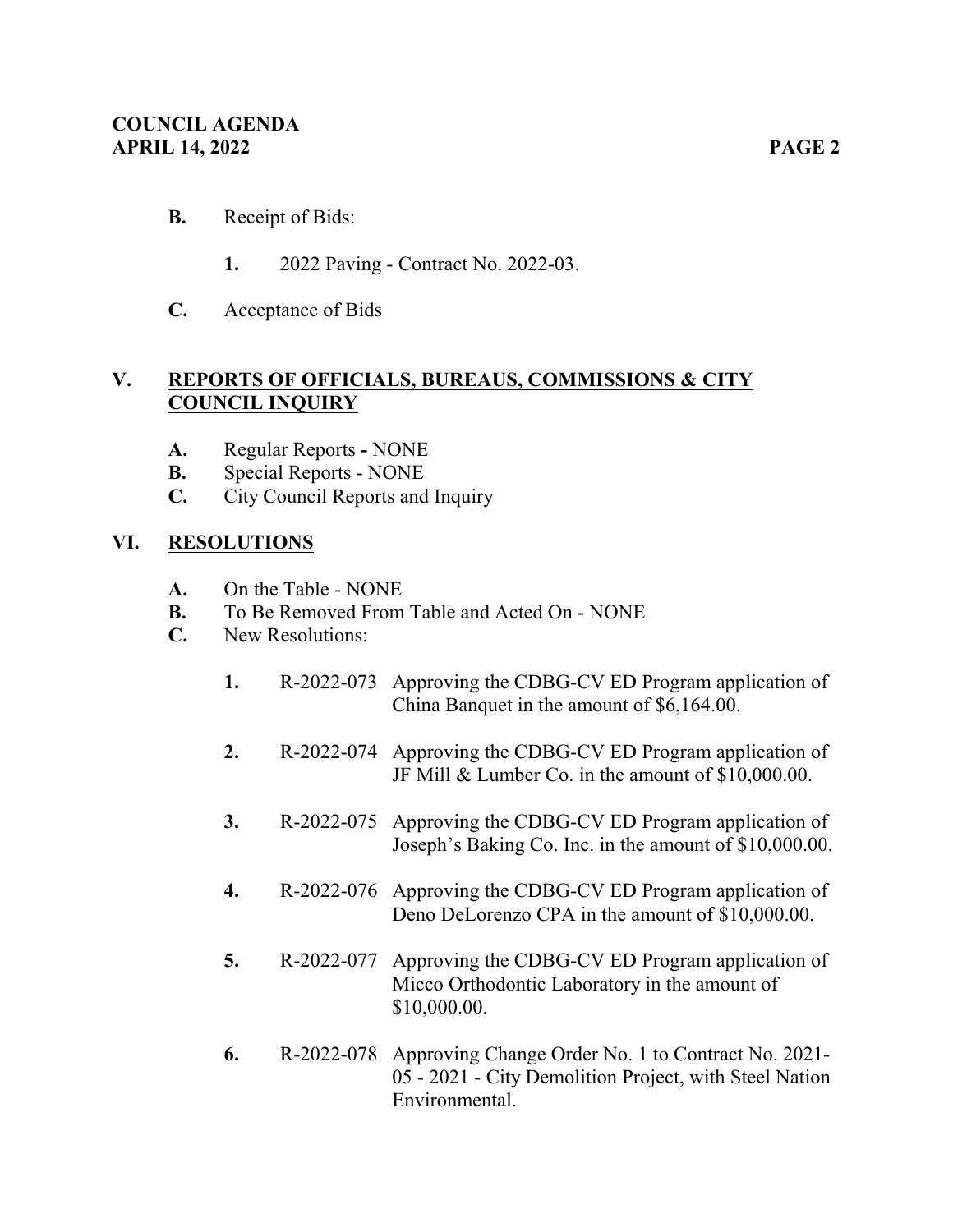**B.** Receipt of Bids:

   **1.** 2022 Paving - Contract No. 2022-03.

**C.** Acceptance of Bids

## V. REPORTS OF OFFICIALS, BUREAUS, COMMISSIONS & CITY COUNCIL INQUIRY

**A.** Regular Reports **-** NONE
**B.** Special Reports - NONE
**C.** City Council Reports and Inquiry

## VI. RESOLUTIONS

**A.** On the Table - NONE
**B.** To Be Removed From Table and Acted On - NONE
**C.** New Resolutions:

   **1.** R-2022-073 Approving the CDBG-CV ED Program application of China Banquet in the amount of $6,164.00.

   **2.** R-2022-074 Approving the CDBG-CV ED Program application of JF Mill & Lumber Co. in the amount of $10,000.00.

   **3.** R-2022-075 Approving the CDBG-CV ED Program application of Joseph's Baking Co. Inc. in the amount of $10,000.00.

   **4.** R-2022-076 Approving the CDBG-CV ED Program application of Deno DeLorenzo CPA in the amount of $10,000.00.

   **5.** R-2022-077 Approving the CDBG-CV ED Program application of Micco Orthodontic Laboratory in the amount of $10,000.00.

   **6.** R-2022-078 Approving Change Order No. 1 to Contract No. 2021-05 - 2021 - City Demolition Project, with Steel Nation Environmental.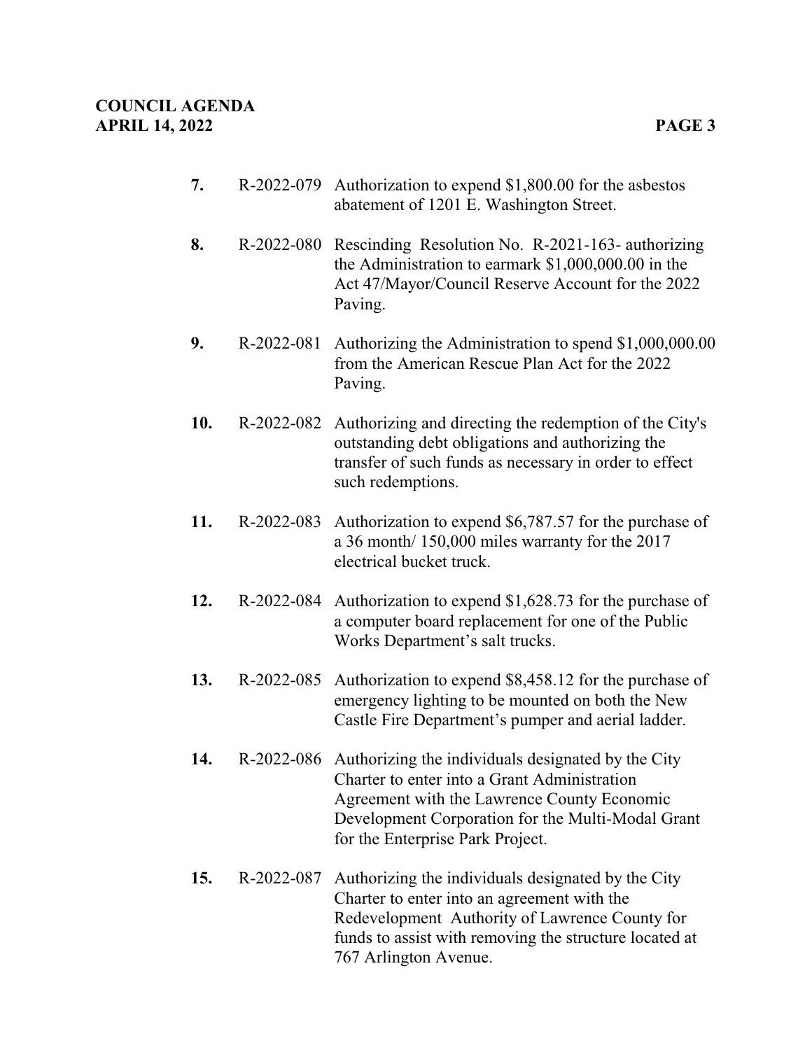7. R-2022-079 Authorization to expend $1,800.00 for the asbestos abatement of 1201 E. Washington Street.

8. R-2022-080 Rescinding Resolution No. R-2021-163- authorizing the Administration to earmark $1,000,000.00 in the Act 47/Mayor/Council Reserve Account for the 2022 Paving.

9. R-2022-081 Authorizing the Administration to spend $1,000,000.00 from the American Rescue Plan Act for the 2022 Paving.

10. R-2022-082 Authorizing and directing the redemption of the City's outstanding debt obligations and authorizing the transfer of such funds as necessary in order to effect such redemptions.

11. R-2022-083 Authorization to expend $6,787.57 for the purchase of a 36 month/ 150,000 miles warranty for the 2017 electrical bucket truck.

12. R-2022-084 Authorization to expend $1,628.73 for the purchase of a computer board replacement for one of the Public Works Department's salt trucks.

13. R-2022-085 Authorization to expend $8,458.12 for the purchase of emergency lighting to be mounted on both the New Castle Fire Department's pumper and aerial ladder.

14. R-2022-086 Authorizing the individuals designated by the City Charter to enter into a Grant Administration Agreement with the Lawrence County Economic Development Corporation for the Multi-Modal Grant for the Enterprise Park Project.

15. R-2022-087 Authorizing the individuals designated by the City Charter to enter into an agreement with the Redevelopment Authority of Lawrence County for funds to assist with removing the structure located at 767 Arlington Avenue.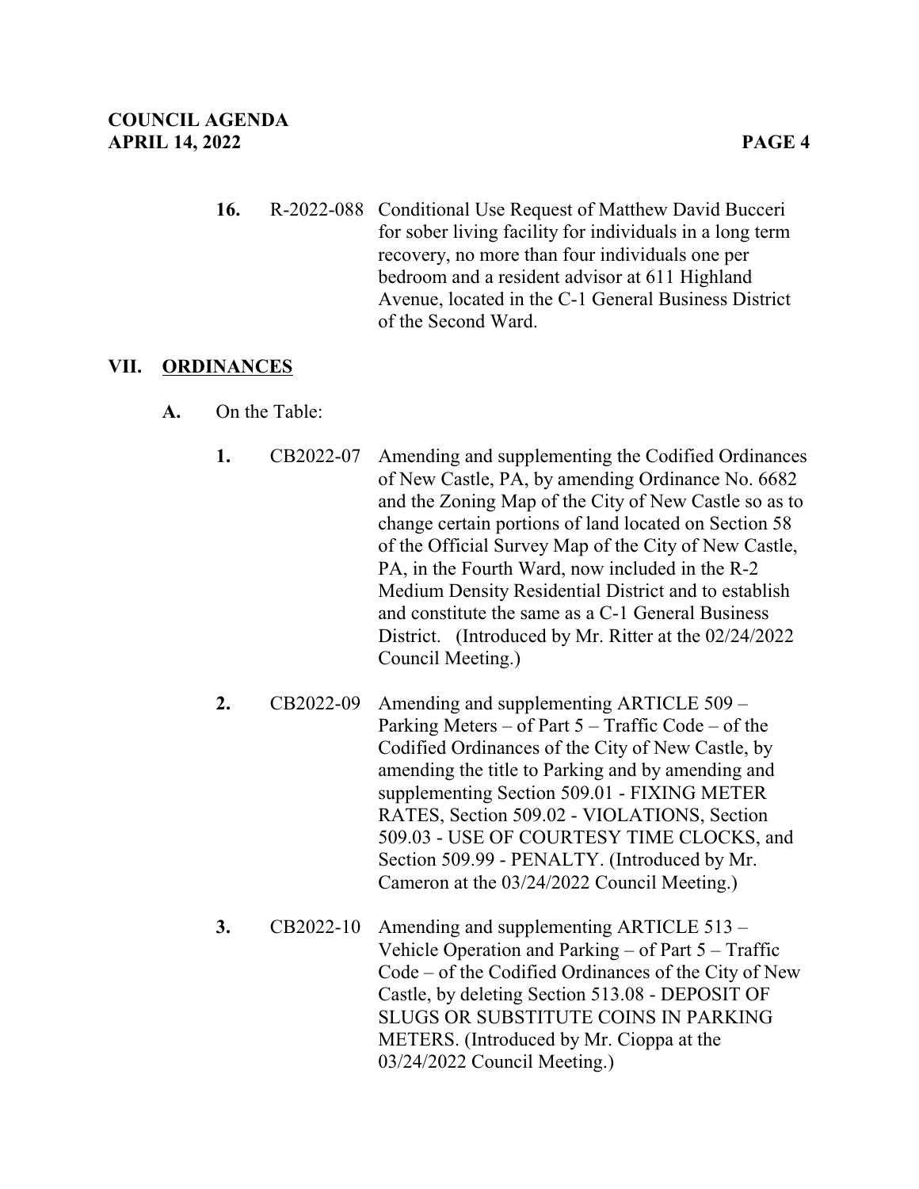16. R-2022-088 Conditional Use Request of Matthew David Bucceri for sober living facility for individuals in a long term recovery, no more than four individuals one per bedroom and a resident advisor at 611 Highland Avenue, located in the C-1 General Business District of the Second Ward.

## VII. ORDINANCES

**A.** On the Table:

1. CB2022-07 Amending and supplementing the Codified Ordinances of New Castle, PA, by amending Ordinance No. 6682 and the Zoning Map of the City of New Castle so as to change certain portions of land located on Section 58 of the Official Survey Map of the City of New Castle, PA, in the Fourth Ward, now included in the R-2 Medium Density Residential District and to establish and constitute the same as a C-1 General Business District. (Introduced by Mr. Ritter at the 02/24/2022 Council Meeting.)

2. CB2022-09 Amending and supplementing ARTICLE 509 – Parking Meters – of Part 5 – Traffic Code – of the Codified Ordinances of the City of New Castle, by amending the title to Parking and by amending and supplementing Section 509.01 - FIXING METER RATES, Section 509.02 - VIOLATIONS, Section 509.03 - USE OF COURTESY TIME CLOCKS, and Section 509.99 - PENALTY. (Introduced by Mr. Cameron at the 03/24/2022 Council Meeting.)

3. CB2022-10 Amending and supplementing ARTICLE 513 – Vehicle Operation and Parking – of Part 5 – Traffic Code – of the Codified Ordinances of the City of New Castle, by deleting Section 513.08 - DEPOSIT OF SLUGS OR SUBSTITUTE COINS IN PARKING METERS. (Introduced by Mr. Cioppa at the 03/24/2022 Council Meeting.)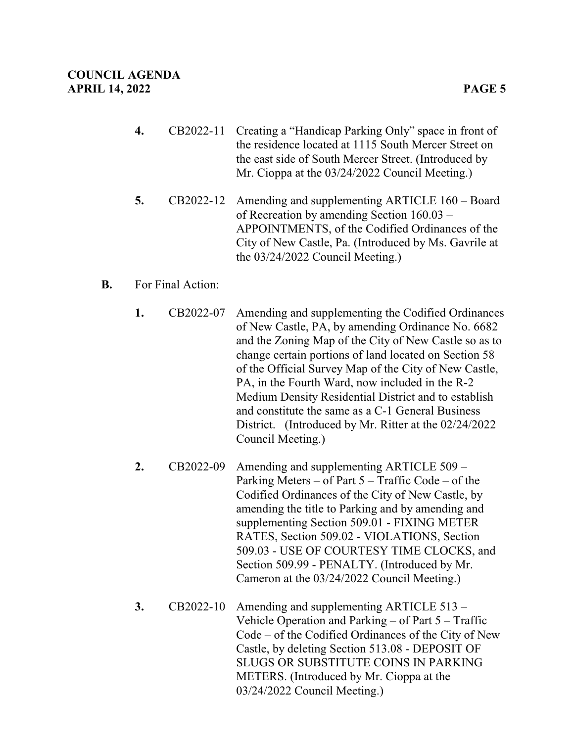4. CB2022-11 Creating a "Handicap Parking Only" space in front of the residence located at 1115 South Mercer Street on the east side of South Mercer Street. (Introduced by Mr. Cioppa at the 03/24/2022 Council Meeting.)

5. CB2022-12 Amending and supplementing ARTICLE 160 – Board of Recreation by amending Section 160.03 – APPOINTMENTS, of the Codified Ordinances of the City of New Castle, Pa. (Introduced by Ms. Gavrile at the 03/24/2022 Council Meeting.)

**B.** For Final Action:

1. CB2022-07 Amending and supplementing the Codified Ordinances of New Castle, PA, by amending Ordinance No. 6682 and the Zoning Map of the City of New Castle so as to change certain portions of land located on Section 58 of the Official Survey Map of the City of New Castle, PA, in the Fourth Ward, now included in the R-2 Medium Density Residential District and to establish and constitute the same as a C-1 General Business District. (Introduced by Mr. Ritter at the 02/24/2022 Council Meeting.)

2. CB2022-09 Amending and supplementing ARTICLE 509 – Parking Meters – of Part 5 – Traffic Code – of the Codified Ordinances of the City of New Castle, by amending the title to Parking and by amending and supplementing Section 509.01 - FIXING METER RATES, Section 509.02 - VIOLATIONS, Section 509.03 - USE OF COURTESY TIME CLOCKS, and Section 509.99 - PENALTY. (Introduced by Mr. Cameron at the 03/24/2022 Council Meeting.)

3. CB2022-10 Amending and supplementing ARTICLE 513 – Vehicle Operation and Parking – of Part 5 – Traffic Code – of the Codified Ordinances of the City of New Castle, by deleting Section 513.08 - DEPOSIT OF SLUGS OR SUBSTITUTE COINS IN PARKING METERS. (Introduced by Mr. Cioppa at the 03/24/2022 Council Meeting.)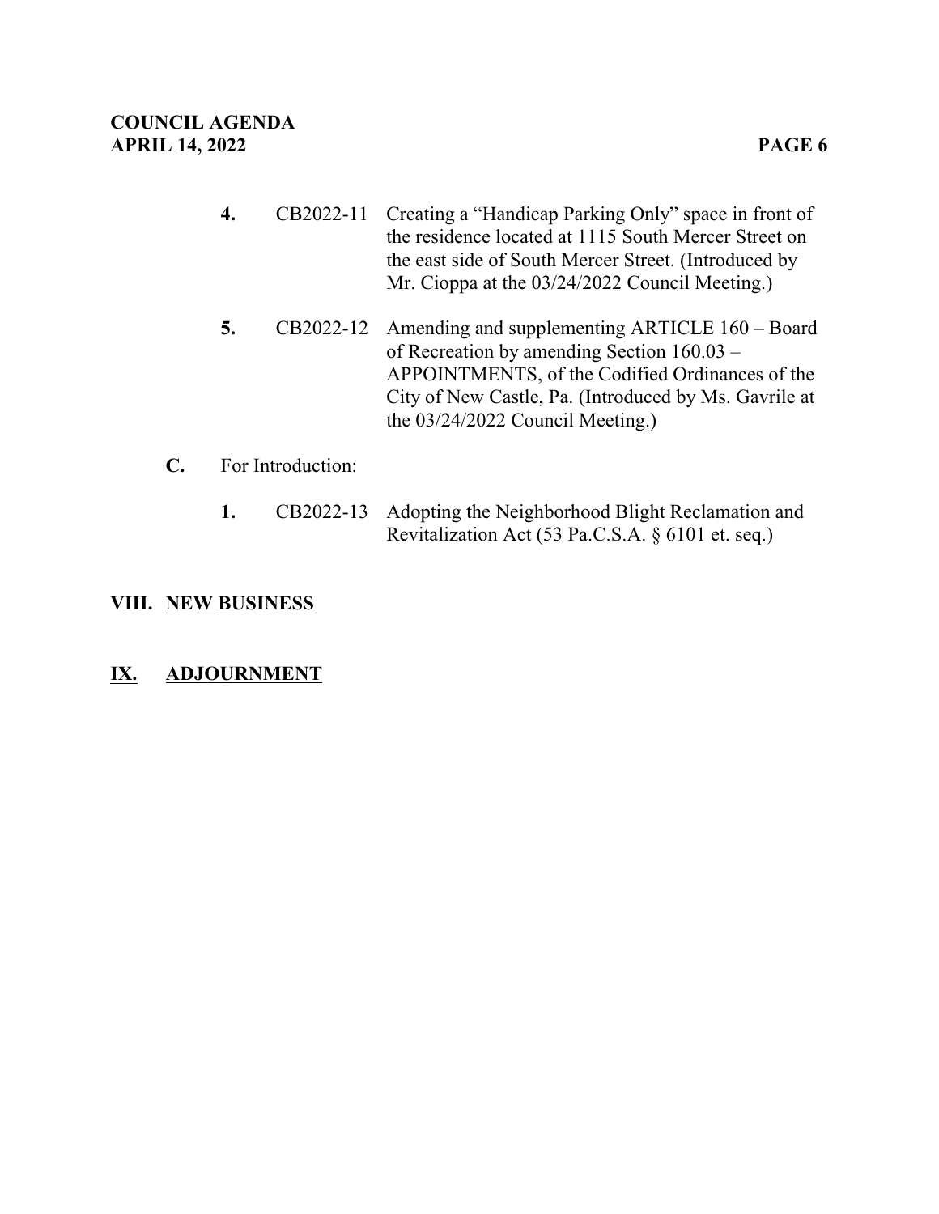4. CB2022-11 Creating a "Handicap Parking Only" space in front of the residence located at 1115 South Mercer Street on the east side of South Mercer Street. (Introduced by Mr. Cioppa at the 03/24/2022 Council Meeting.)

5. CB2022-12 Amending and supplementing ARTICLE 160 – Board of Recreation by amending Section 160.03 – APPOINTMENTS, of the Codified Ordinances of the City of New Castle, Pa. (Introduced by Ms. Gavrile at the 03/24/2022 Council Meeting.)

**C.** For Introduction:

1. CB2022-13 Adopting the Neighborhood Blight Reclamation and Revitalization Act (53 Pa.C.S.A. § 6101 et. seq.)

## VIII. NEW BUSINESS

## IX. ADJOURNMENT